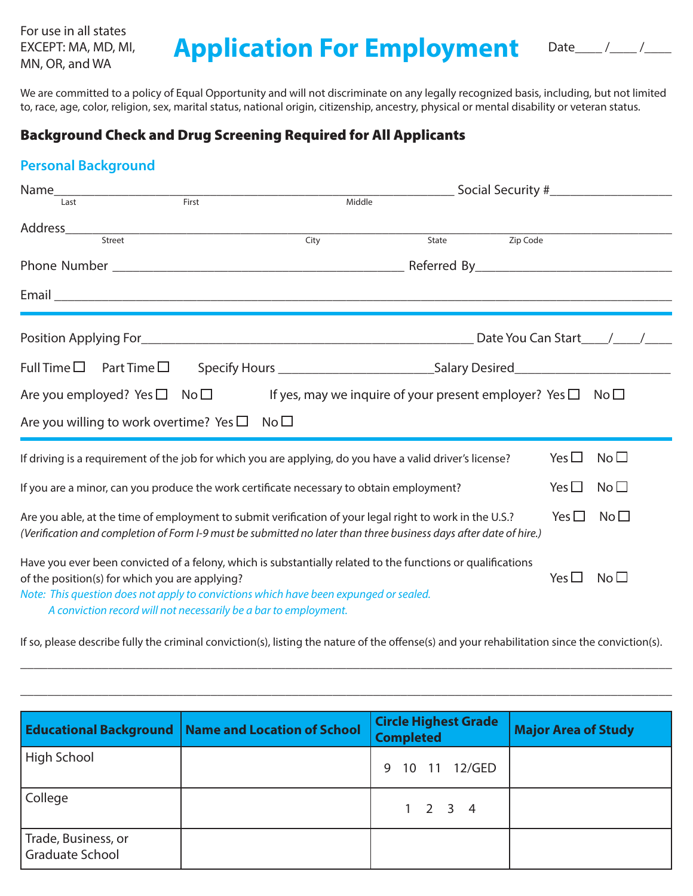For use in all states
EXCEPT: MA, MD, MI, MN, OR, and WA

# Application For Employment

Date____ /____ /____

We are committed to a policy of Equal Opportunity and will not discriminate on any legally recognized basis, including, but not limited to, race, age, color, religion, sex, marital status, national origin, citizenship, ancestry, physical or mental disability or veteran status.

### Background Check and Drug Screening Required for All Applicants

## Personal Background

Name________________________________________________________ Social Security #__________________
Last First Middle

Address______________________________________________________________________________________
Street City State Zip Code

Phone Number __________________________________________ Referred By____________________________

Email ________________________________________________________________________________________

---

Position Applying For__________________________________________________ Date You Can Start____/____/____

Full Time ☐ Part Time ☐ Specify Hours _______________________Salary Desired_______________________

Are you employed? Yes ☐ No ☐ If yes, may we inquire of your present employer? Yes ☐ No ☐

Are you willing to work overtime? Yes ☐ No ☐

---

If driving is a requirement of the job for which you are applying, do you have a valid driver's license? Yes ☐ No ☐

If you are a minor, can you produce the work certificate necessary to obtain employment? Yes ☐ No ☐

Are you able, at the time of employment to submit verification of your legal right to work in the U.S.? Yes ☐ No ☐
*(Verification and completion of Form I-9 must be submitted no later than three business days after date of hire.)*

Have you ever been convicted of a felony, which is substantially related to the functions or qualifications of the position(s) for which you are applying? Yes ☐ No ☐
*Note: This question does not apply to convictions which have been expunged or sealed.*
*A conviction record will not necessarily be a bar to employment.*

If so, please describe fully the criminal conviction(s), listing the nature of the offense(s) and your rehabilitation since the conviction(s).

______________________________________________________________________________________________

______________________________________________________________________________________________

| Educational Background | Name and Location of School | Circle Highest Grade Completed | Major Area of Study |
|---|---|---|---|
| High School | | 9 10 11 12/GED | |
| College | | 1 2 3 4 | |
| Trade, Business, or Graduate School | | | |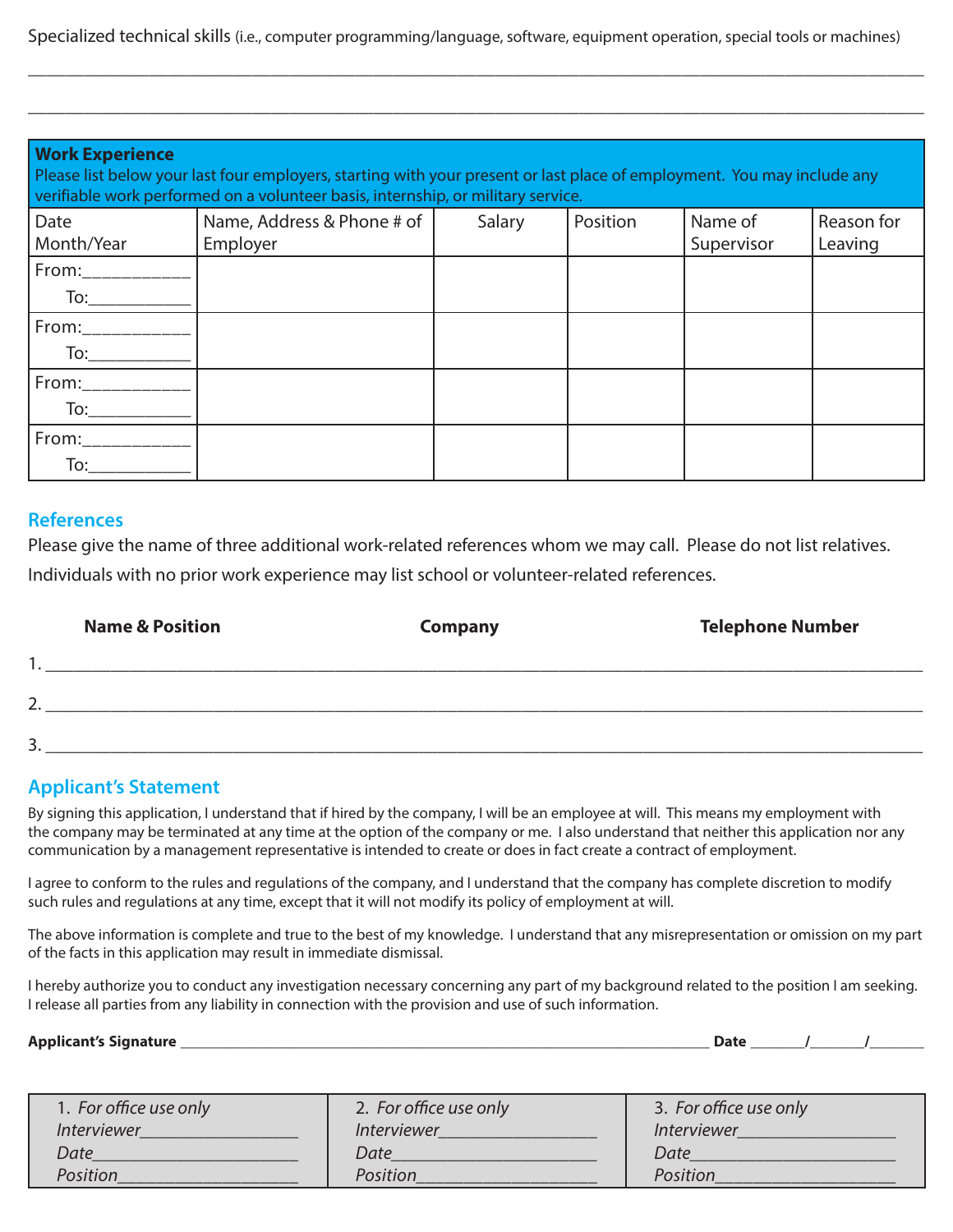Specialized technical skills (i.e., computer programming/language, software, equipment operation, special tools or machines)

\_\_\_\_\_\_\_\_\_\_\_\_\_\_\_\_\_\_\_\_\_\_\_\_\_\_\_\_\_\_\_\_\_\_\_\_\_\_\_\_\_\_\_\_\_\_\_\_\_\_\_\_\_\_\_\_\_\_\_\_\_\_\_\_\_\_\_\_\_\_\_\_\_\_\_\_

\_\_\_\_\_\_\_\_\_\_\_\_\_\_\_\_\_\_\_\_\_\_\_\_\_\_\_\_\_\_\_\_\_\_\_\_\_\_\_\_\_\_\_\_\_\_\_\_\_\_\_\_\_\_\_\_\_\_\_\_\_\_\_\_\_\_\_\_\_\_\_\_\_\_\_\_

## Work Experience

Please list below your last four employers, starting with your present or last place of employment. You may include any verifiable work performed on a volunteer basis, internship, or military service.

| Date Month/Year | Name, Address & Phone # of Employer | Salary | Position | Name of Supervisor | Reason for Leaving |
|---|---|---|---|---|---|
| From:\_\_\_\_\_\_\_\_\_\_ To:\_\_\_\_\_\_\_\_\_\_ | | | | | |
| From:\_\_\_\_\_\_\_\_\_\_ To:\_\_\_\_\_\_\_\_\_\_ | | | | | |
| From:\_\_\_\_\_\_\_\_\_\_ To:\_\_\_\_\_\_\_\_\_\_ | | | | | |
| From:\_\_\_\_\_\_\_\_\_\_ To:\_\_\_\_\_\_\_\_\_\_ | | | | | |

## References

Please give the name of three additional work-related references whom we may call. Please do not list relatives.

Individuals with no prior work experience may list school or volunteer-related references.

| Name & Position | Company | Telephone Number |
|---|---|---|
| 1. | | |
| 2. | | |
| 3. | | |

## Applicant's Statement

By signing this application, I understand that if hired by the company, I will be an employee at will. This means my employment with the company may be terminated at any time at the option of the company or me. I also understand that neither this application nor any communication by a management representative is intended to create or does in fact create a contract of employment.

I agree to conform to the rules and regulations of the company, and I understand that the company has complete discretion to modify such rules and regulations at any time, except that it will not modify its policy of employment at will.

The above information is complete and true to the best of my knowledge. I understand that any misrepresentation or omission on my part of the facts in this application may result in immediate dismissal.

I hereby authorize you to conduct any investigation necessary concerning any part of my background related to the position I am seeking. I release all parties from any liability in connection with the provision and use of such information.

**Applicant's Signature** \_\_\_\_\_\_\_\_\_\_\_\_\_\_\_\_\_\_\_\_\_\_\_\_\_\_\_\_\_\_\_\_\_\_\_\_\_\_\_\_\_\_\_\_ **Date** \_\_\_\_\_/\_\_\_\_\_/\_\_\_\_\_

| | | |
|---|---|---|
| 1. *For office use only* | 2. *For office use only* | 3. *For office use only* |
| *Interviewer*\_\_\_\_\_\_\_\_\_\_\_\_\_\_\_ | *Interviewer*\_\_\_\_\_\_\_\_\_\_\_\_\_\_\_ | *Interviewer*\_\_\_\_\_\_\_\_\_\_\_\_\_\_\_ |
| *Date*\_\_\_\_\_\_\_\_\_\_\_\_\_\_\_\_\_\_\_ | *Date*\_\_\_\_\_\_\_\_\_\_\_\_\_\_\_\_\_\_\_ | *Date*\_\_\_\_\_\_\_\_\_\_\_\_\_\_\_\_\_\_\_ |
| *Position*\_\_\_\_\_\_\_\_\_\_\_\_\_\_\_\_\_ | *Position*\_\_\_\_\_\_\_\_\_\_\_\_\_\_\_\_\_ | *Position*\_\_\_\_\_\_\_\_\_\_\_\_\_\_\_\_\_ |